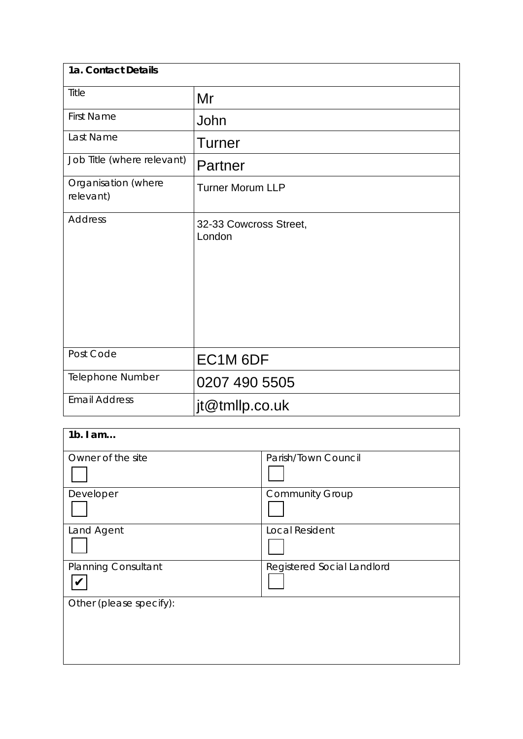| **1a. Contact Details** | |
|---|---|
| Title | Mr |
| First Name | John |
| Last Name | Turner |
| Job Title (where relevant) | Partner |
| Organisation (where relevant) | Turner Morum LLP |
| Address | 32-33 Cowcross Street, London |
| Post Code | EC1M 6DF |
| Telephone Number | 0207 490 5505 |
| Email Address | jt@tmllp.co.uk |

| **1b. I am…** | |
|---|---|
| Owner of the site ☐ | Parish/Town Council ☐ |
| Developer ☐ | Community Group ☐ |
| Land Agent ☐ | Local Resident ☐ |
| Planning Consultant ☑ | Registered Social Landlord ☐ |
| Other (please specify): | |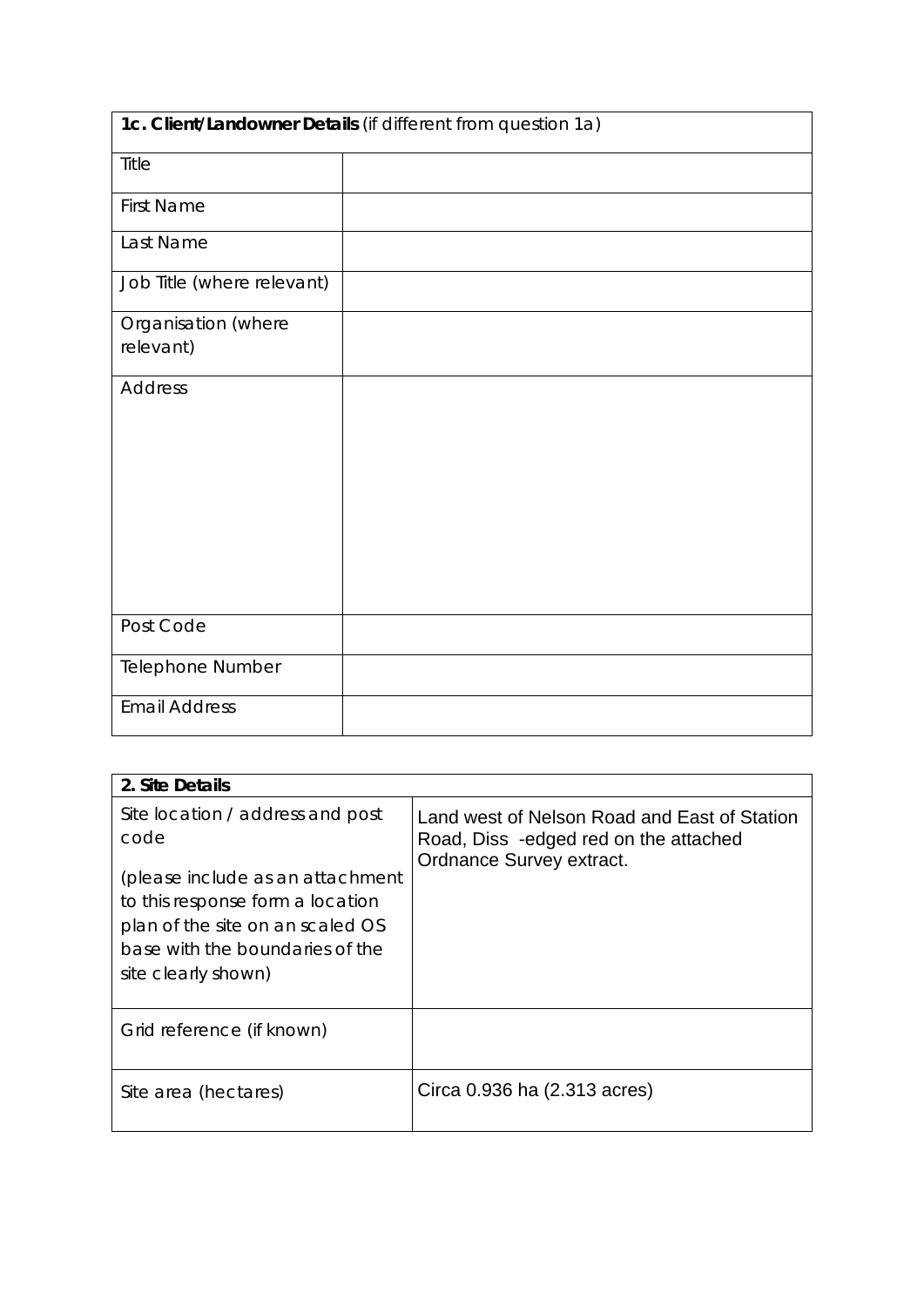| **1c. Client/Landowner Details** (if different from question 1a) | |
|---|---|
| Title | |
| First Name | |
| Last Name | |
| Job Title (where relevant) | |
| Organisation (where relevant) | |
| Address | |
| Post Code | |
| Telephone Number | |
| Email Address | |

| **2. Site Details** | |
|---|---|
| Site location / address and post code<br><br>(please include as an attachment to this response form a location plan of the site on an scaled OS base with the boundaries of the site clearly shown) | Land west of Nelson Road and East of Station Road, Diss -edged red on the attached Ordnance Survey extract. |
| Grid reference (if known) | |
| Site area (hectares) | Circa 0.936 ha (2.313 acres) |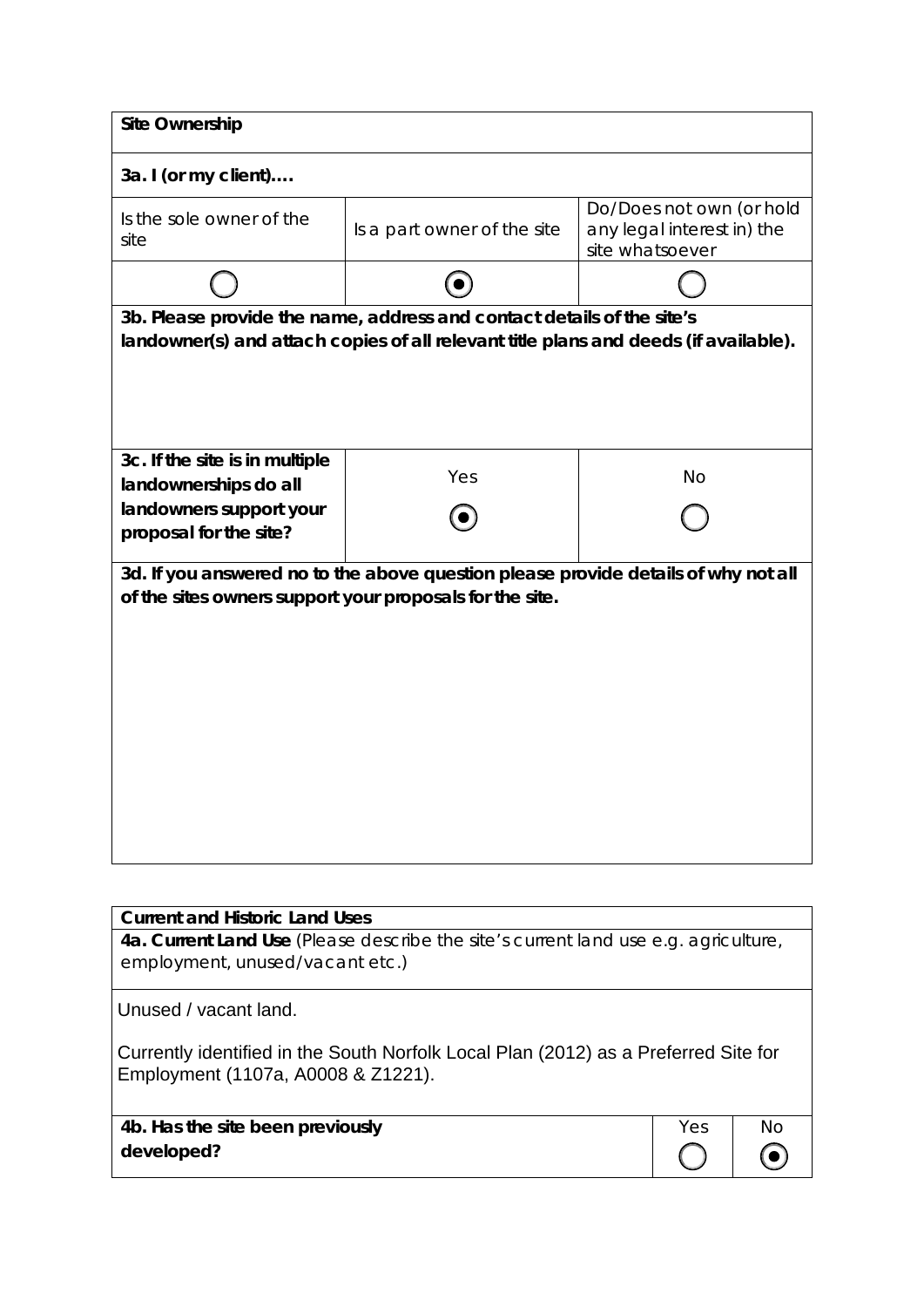| **Site Ownership** | | |
|---|---|---|
| **3a. I (or my client)….** | | |
| Is the sole owner of the site | Is a part owner of the site | Do/Does not own (or hold any legal interest in) the site whatsoever |
| ◯ | ◉ | ◯ |
| **3b. Please provide the name, address and contact details of the site's landowner(s) and attach copies of all relevant title plans and deeds (if available).** | | |
| | | |
| **3c. If the site is in multiple landownerships do all landowners support your proposal for the site?** | Yes ◉ | No ◯ |
| **3d. If you answered no to the above question please provide details of why not all of the sites owners support your proposals for the site.** | | |
| | | |

| **Current and Historic Land Uses** | | |
|---|---|---|
| **4a. Current Land Use** (Please describe the site's current land use e.g. agriculture, employment, unused/vacant etc.) | | |
| Unused / vacant land.<br><br>Currently identified in the South Norfolk Local Plan (2012) as a Preferred Site for Employment (1107a, A0008 & Z1221). | | |
| **4b. Has the site been previously developed?** | Yes ◯ | No ◉ |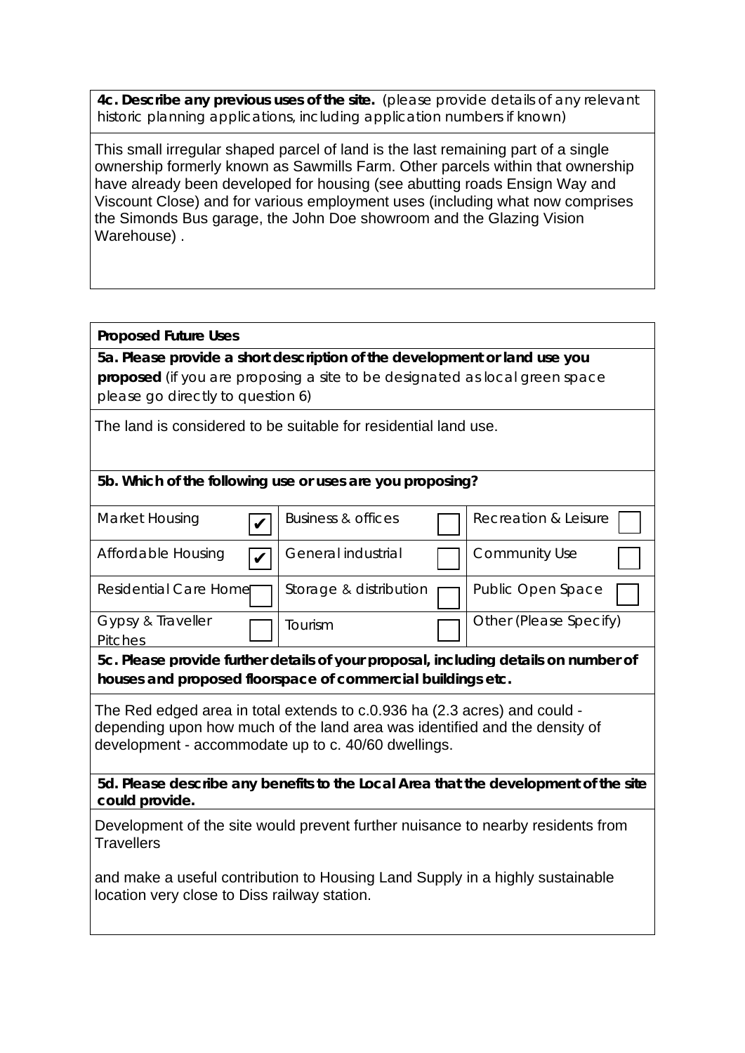**4c. Describe any previous uses of the site.** (please provide details of any relevant historic planning applications, including application numbers if known)

This small irregular shaped parcel of land is the last remaining part of a single ownership formerly known as Sawmills Farm. Other parcels within that ownership have already been developed for housing (see abutting roads Ensign Way and Viscount Close) and for various employment uses (including what now comprises the Simonds Bus garage, the John Doe showroom and the Glazing Vision Warehouse) .

**Proposed Future Uses**

**5a. Please provide a short description of the development or land use you proposed** (if you are proposing a site to be designated as local green space please go directly to question 6)

The land is considered to be suitable for residential land use.

**5b. Which of the following use or uses are you proposing?**

| | | | | | |
|---|---|---|---|---|---|
| Market Housing | ✔ | Business & offices | ☐ | Recreation & Leisure | ☐ |
| Affordable Housing | ✔ | General industrial | ☐ | Community Use | ☐ |
| Residential Care Home | ☐ | Storage & distribution | ☐ | Public Open Space | ☐ |
| Gypsy & Traveller Pitches | ☐ | Tourism | ☐ | Other (Please Specify) | |

**5c. Please provide further details of your proposal, including details on number of houses and proposed floorspace of commercial buildings etc.**

The Red edged area in total extends to c.0.936 ha (2.3 acres) and could - depending upon how much of the land area was identified and the density of development - accommodate up to c. 40/60 dwellings.

**5d. Please describe any benefits to the Local Area that the development of the site could provide.**

Development of the site would prevent further nuisance to nearby residents from Travellers

and make a useful contribution to Housing Land Supply in a highly sustainable location very close to Diss railway station.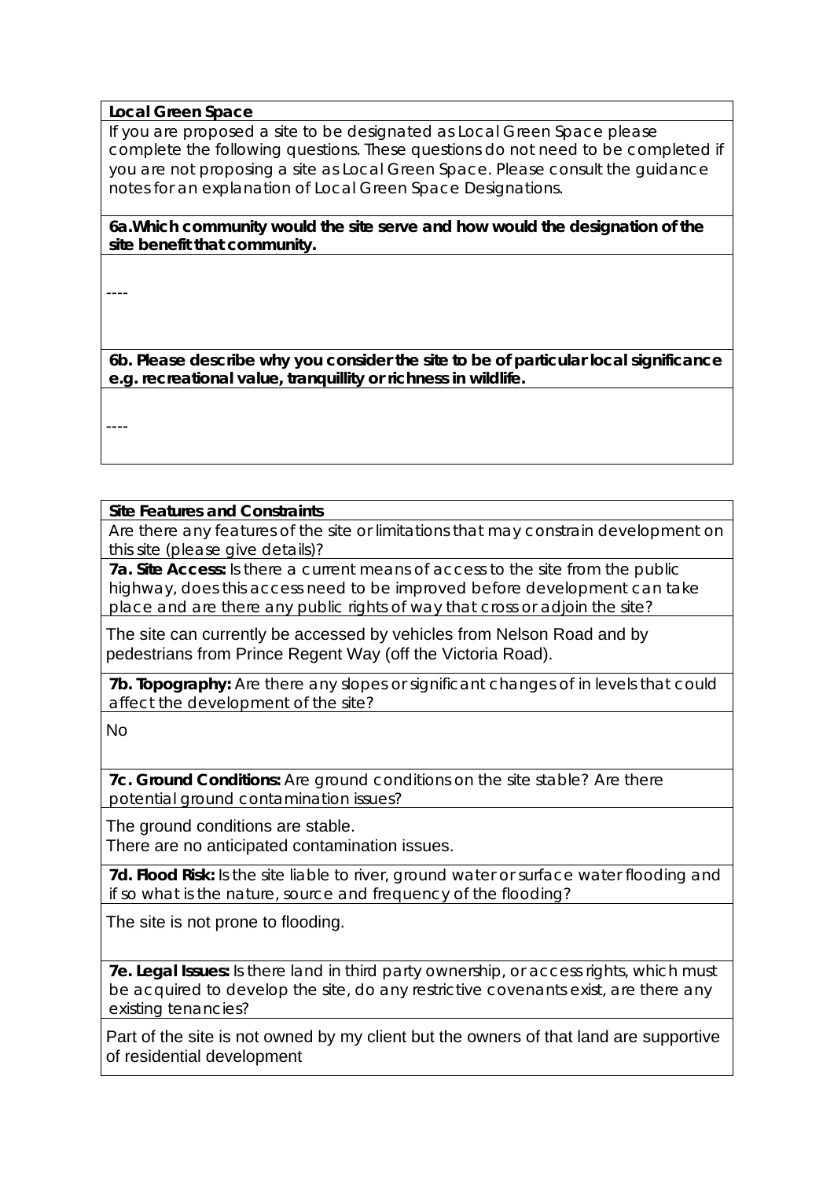**Local Green Space**

If you are proposed a site to be designated as Local Green Space please complete the following questions. These questions do not need to be completed if you are not proposing a site as Local Green Space. Please consult the guidance notes for an explanation of Local Green Space Designations.

**6a. Which community would the site serve and how would the designation of the site benefit that community.**

----

**6b. Please describe why you consider the site to be of particular local significance e.g. recreational value, tranquillity or richness in wildlife.**

----

**Site Features and Constraints**

Are there any features of the site or limitations that may constrain development on this site (please give details)?

**7a. Site Access:** Is there a current means of access to the site from the public highway, does this access need to be improved before development can take place and are there any public rights of way that cross or adjoin the site?

The site can currently be accessed by vehicles from Nelson Road and by pedestrians from Prince Regent Way (off the Victoria Road).

**7b. Topography:** Are there any slopes or significant changes of in levels that could affect the development of the site?

No

**7c. Ground Conditions:** Are ground conditions on the site stable? Are there potential ground contamination issues?

The ground conditions are stable.
There are no anticipated contamination issues.

**7d. Flood Risk:** Is the site liable to river, ground water or surface water flooding and if so what is the nature, source and frequency of the flooding?

The site is not prone to flooding.

**7e. Legal Issues:** Is there land in third party ownership, or access rights, which must be acquired to develop the site, do any restrictive covenants exist, are there any existing tenancies?

Part of the site is not owned by my client but the owners of that land are supportive of residential development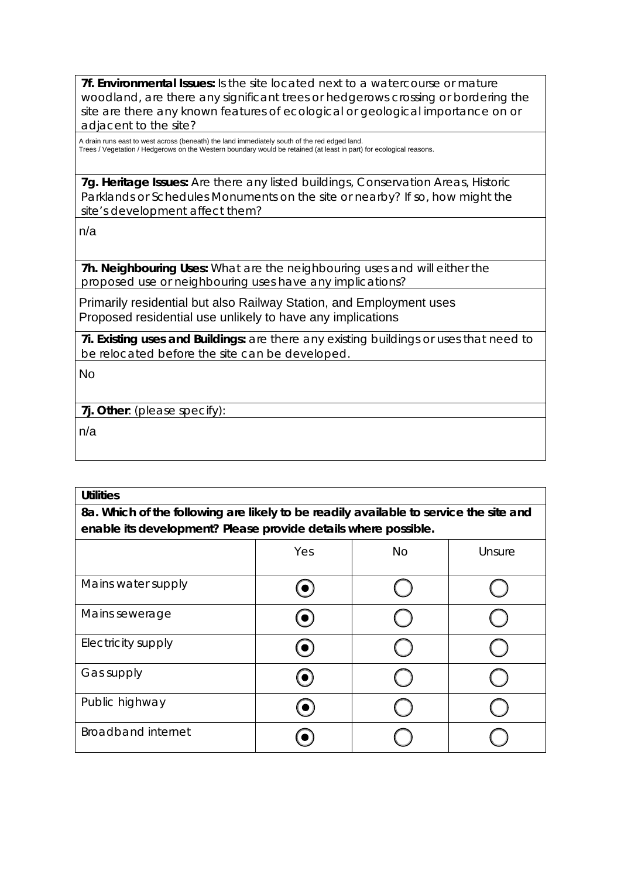**7f. Environmental Issues:** Is the site located next to a watercourse or mature woodland, are there any significant trees or hedgerows crossing or bordering the site are there any known features of ecological or geological importance on or adjacent to the site?

A drain runs east to west across (beneath) the land immediately south of the red edged land.
Trees / Vegetation / Hedgerows on the Western boundary would be retained (at least in part) for ecological reasons.

**7g. Heritage Issues:** Are there any listed buildings, Conservation Areas, Historic Parklands or Schedules Monuments on the site or nearby? If so, how might the site's development affect them?

n/a

**7h. Neighbouring Uses:** What are the neighbouring uses and will either the proposed use or neighbouring uses have any implications?

Primarily residential but also Railway Station, and Employment uses
Proposed residential use unlikely to have any implications

**7i. Existing uses and Buildings:** are there any existing buildings or uses that need to be relocated before the site can be developed.

No

**7j. Other**: (please specify):

n/a

**Utilities**

**8a. Which of the following are likely to be readily available to service the site and enable its development? Please provide details where possible.**

| | Yes | No | Unsure |
|---|---|---|---|
| Mains water supply | ◉ | ○ | ○ |
| Mains sewerage | ◉ | ○ | ○ |
| Electricity supply | ◉ | ○ | ○ |
| Gas supply | ◉ | ○ | ○ |
| Public highway | ◉ | ○ | ○ |
| Broadband internet | ◉ | ○ | ○ |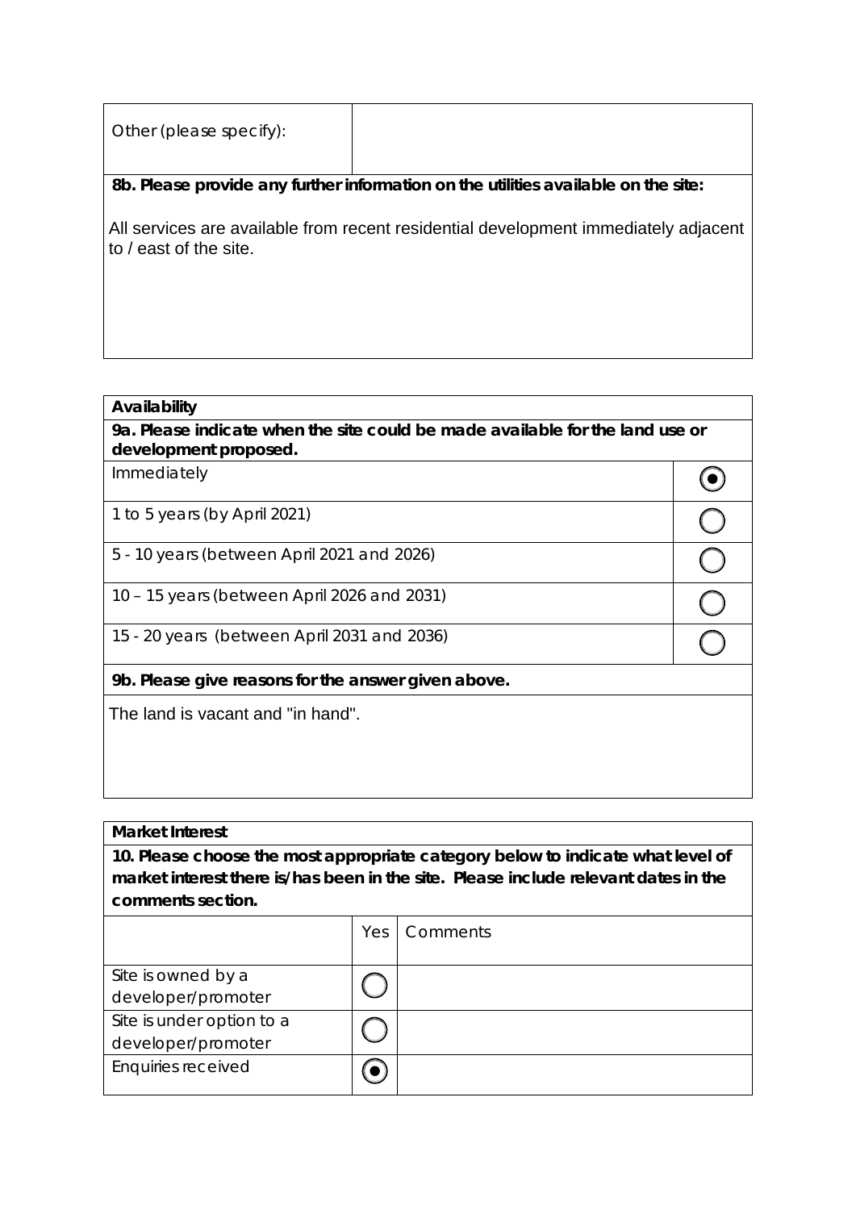| Other (please specify): | |
|---|---|

**8b. Please provide any further information on the utilities available on the site:**

All services are available from recent residential development immediately adjacent to / east of the site.

| **Availability** | |
|---|---|
| **9a. Please indicate when the site could be made available for the land use or development proposed.** | |
| Immediately | ◉ |
| 1 to 5 years (by April 2021) | ◯ |
| 5 - 10 years (between April 2021 and 2026) | ◯ |
| 10 – 15 years (between April 2026 and 2031) | ◯ |
| 15 - 20 years (between April 2031 and 2036) | ◯ |

**9b. Please give reasons for the answer given above.**

The land is vacant and "in hand".

**Market Interest**

**10. Please choose the most appropriate category below to indicate what level of market interest there is/has been in the site. Please include relevant dates in the comments section.**

| | Yes | Comments |
|---|---|---|
| Site is owned by a developer/promoter | ◯ | |
| Site is under option to a developer/promoter | ◯ | |
| Enquiries received | ◉ | |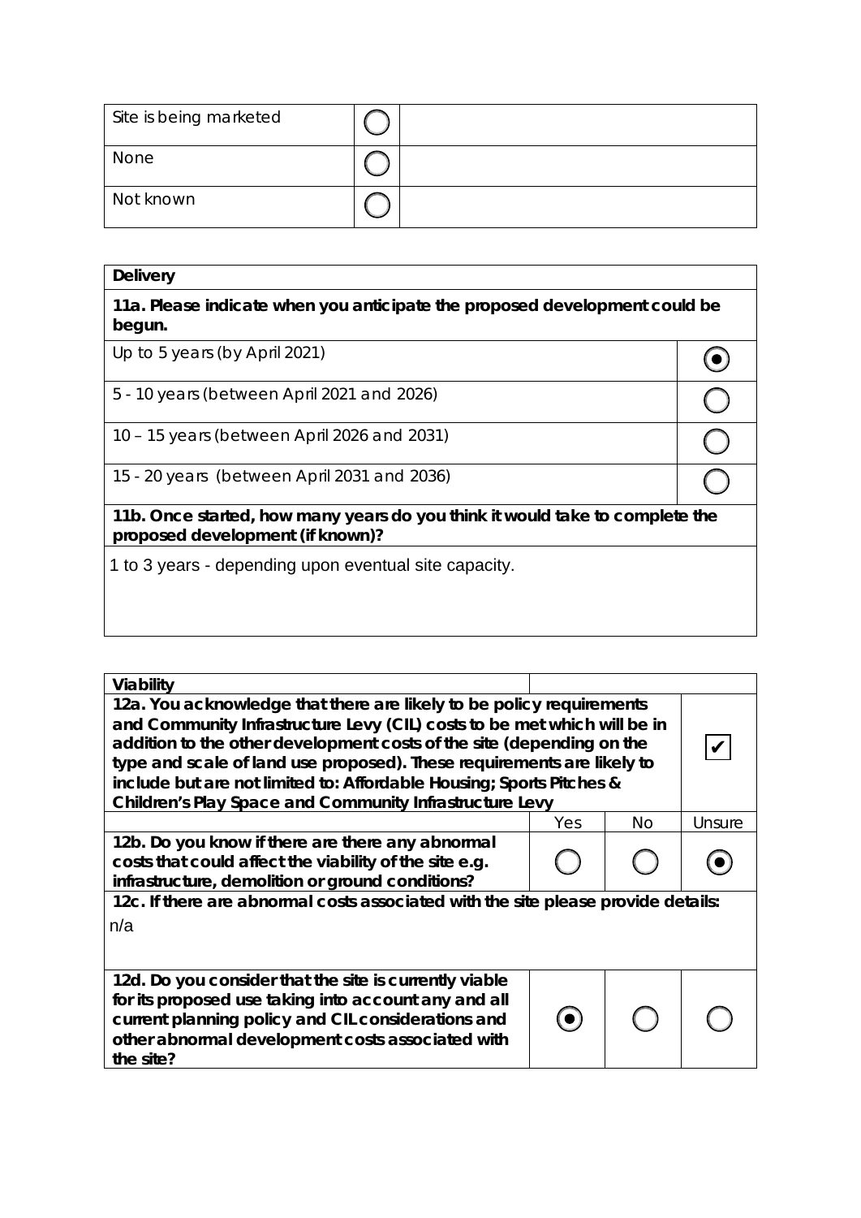| Site is being marketed | ○ | |
|---|---|---|
| None | ○ | |
| Not known | ○ | |

| **Delivery** | |
|---|---|
| **11a. Please indicate when you anticipate the proposed development could be begun.** | |
| Up to 5 years (by April 2021) | ◉ |
| 5 - 10 years (between April 2021 and 2026) | ○ |
| 10 – 15 years (between April 2026 and 2031) | ○ |
| 15 - 20 years (between April 2031 and 2036) | ○ |
| **11b. Once started, how many years do you think it would take to complete the proposed development (if known)?** | |
| 1 to 3 years - depending upon eventual site capacity. | |

| **Viability** | | | |
|---|---|---|---|
| **12a. You acknowledge that there are likely to be policy requirements and Community Infrastructure Levy (CIL) costs to be met which will be in addition to the other development costs of the site (depending on the type and scale of land use proposed). These requirements are likely to include but are not limited to: Affordable Housing; Sports Pitches & Children's Play Space and Community Infrastructure Levy** | | | ✔ |
| | Yes | No | Unsure |
| **12b. Do you know if there are there any abnormal costs that could affect the viability of the site e.g. infrastructure, demolition or ground conditions?** | ○ | ○ | ◉ |
| **12c. If there are abnormal costs associated with the site please provide details:** n/a | | | |
| **12d. Do you consider that the site is currently viable for its proposed use taking into account any and all current planning policy and CIL considerations and other abnormal development costs associated with the site?** | ◉ | ○ | ○ |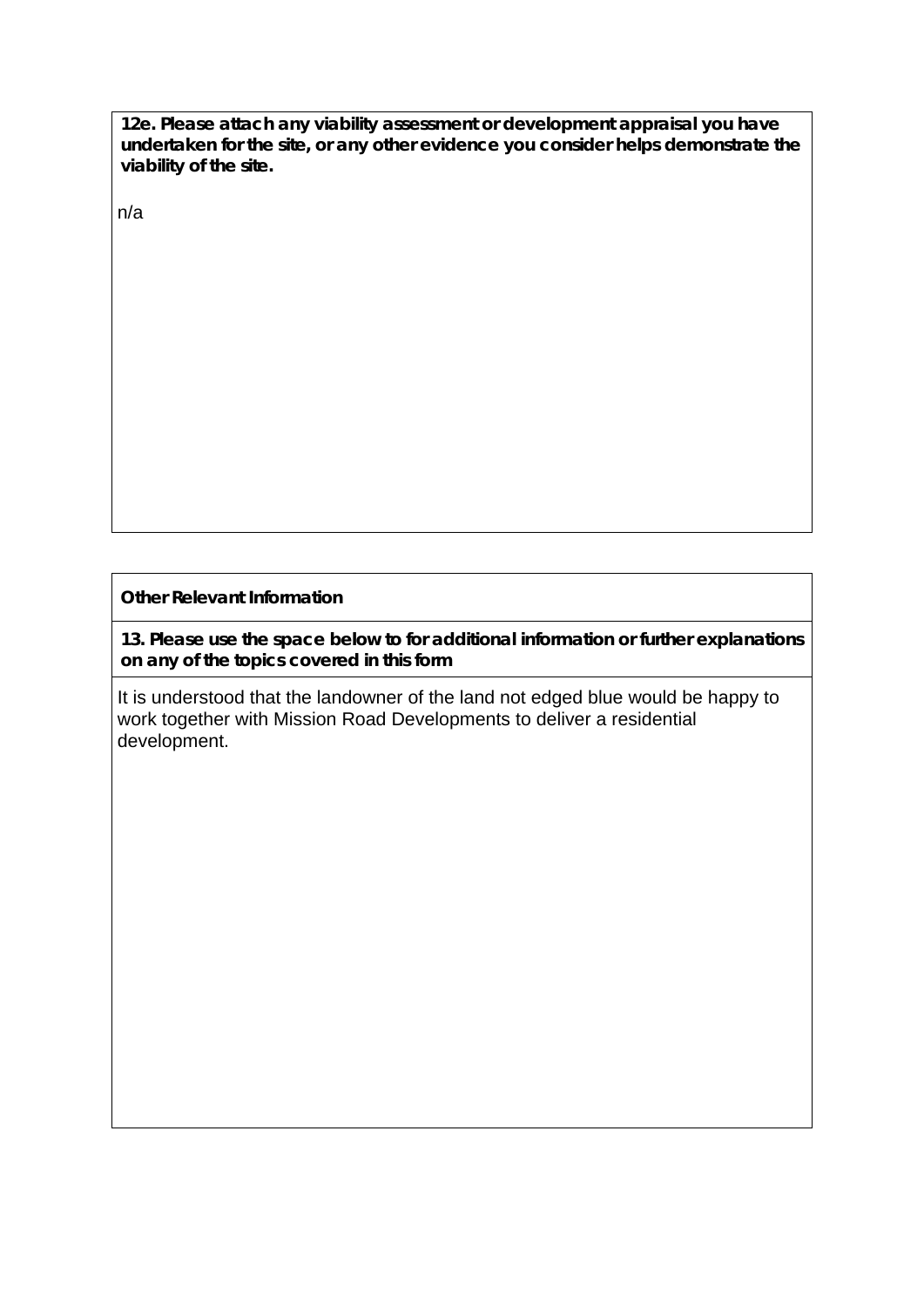**12e. Please attach any viability assessment or development appraisal you have undertaken for the site, or any other evidence you consider helps demonstrate the viability of the site.**

n/a

**Other Relevant Information**

**13. Please use the space below to for additional information or further explanations on any of the topics covered in this form**

It is understood that the landowner of the land not edged blue would be happy to work together with Mission Road Developments to deliver a residential development.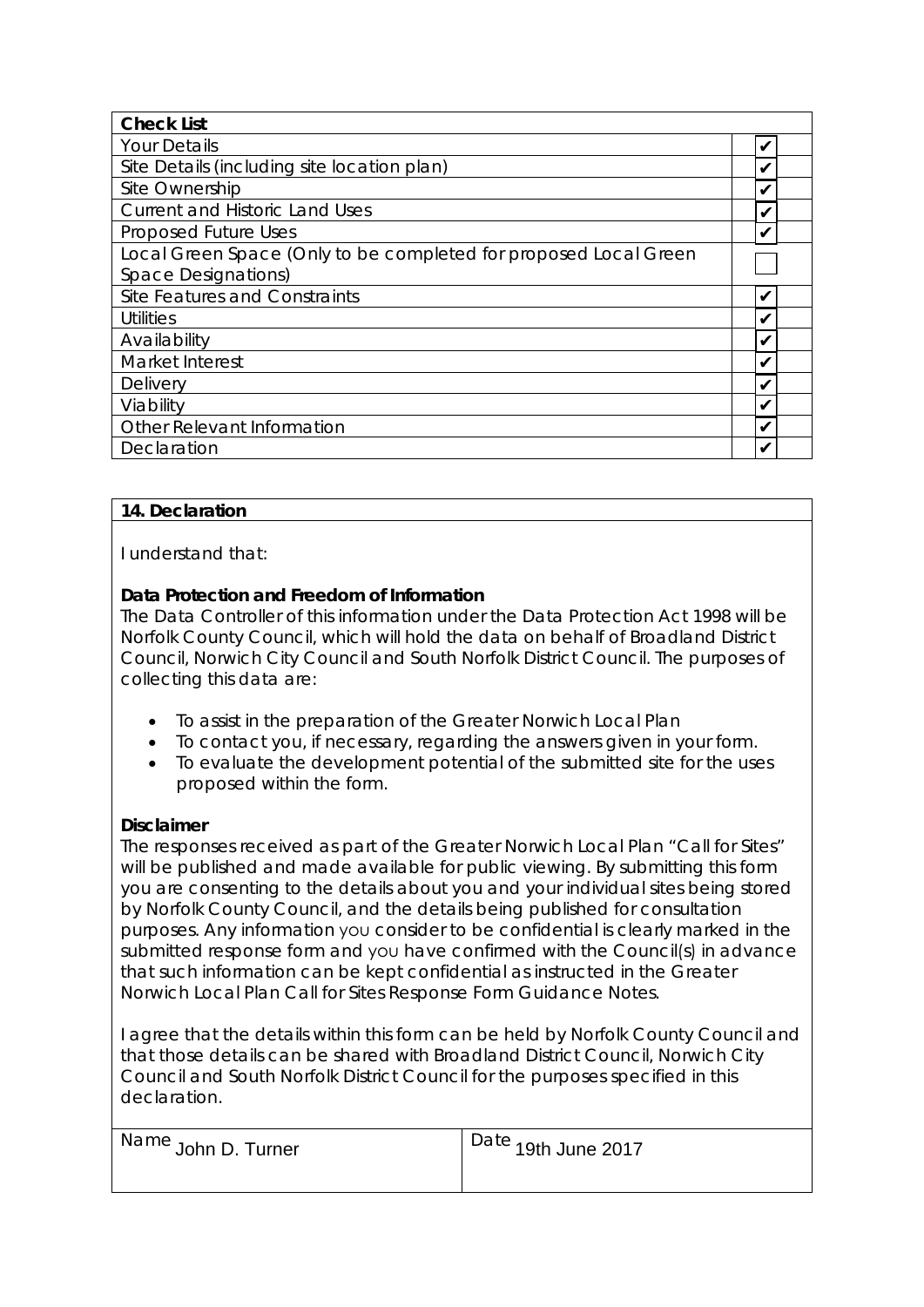| Check List | |
|---|---|
| Your Details | ✔ |
| Site Details (including site location plan) | ✔ |
| Site Ownership | ✔ |
| Current and Historic Land Uses | ✔ |
| Proposed Future Uses | ✔ |
| Local Green Space (Only to be completed for proposed Local Green Space Designations) | |
| Site Features and Constraints | ✔ |
| Utilities | ✔ |
| Availability | ✔ |
| Market Interest | ✔ |
| Delivery | ✔ |
| Viability | ✔ |
| Other Relevant Information | ✔ |
| Declaration | ✔ |

**14. Declaration**

I understand that:

**Data Protection and Freedom of Information**

The Data Controller of this information under the Data Protection Act 1998 will be Norfolk County Council, which will hold the data on behalf of Broadland District Council, Norwich City Council and South Norfolk District Council. The purposes of collecting this data are:

- To assist in the preparation of the Greater Norwich Local Plan
- To contact you, if necessary, regarding the answers given in your form.
- To evaluate the development potential of the submitted site for the uses proposed within the form.

**Disclaimer**

The responses received as part of the Greater Norwich Local Plan "Call for Sites" will be published and made available for public viewing. By submitting this form you are consenting to the details about you and your individual sites being stored by Norfolk County Council, and the details being published for consultation purposes. Any information you consider to be confidential is clearly marked in the submitted response form and you have confirmed with the Council(s) in advance that such information can be kept confidential as instructed in the Greater Norwich Local Plan Call for Sites Response Form Guidance Notes.

I agree that the details within this form can be held by Norfolk County Council and that those details can be shared with Broadland District Council, Norwich City Council and South Norfolk District Council for the purposes specified in this declaration.

| Name John D. Turner | Date 19th June 2017 |
|---|---|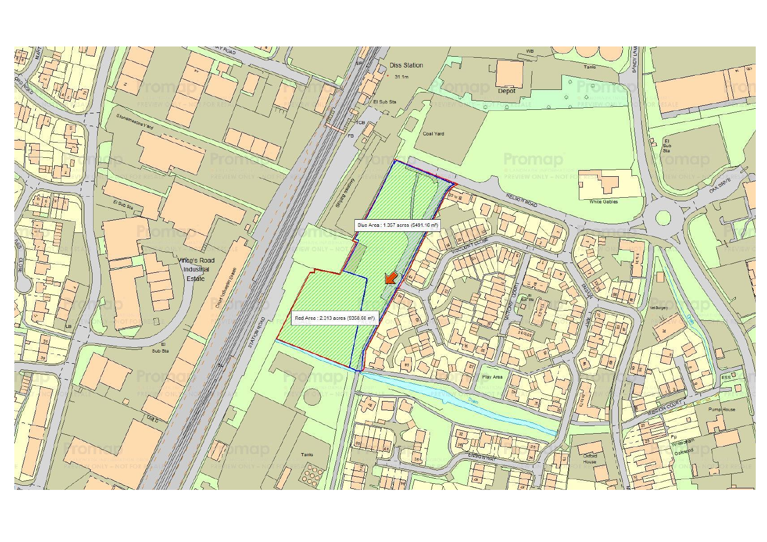Blue Area : 1.357 acres (5491.16 m²)

Red Area : 2.313 acres (9358.60 m²)